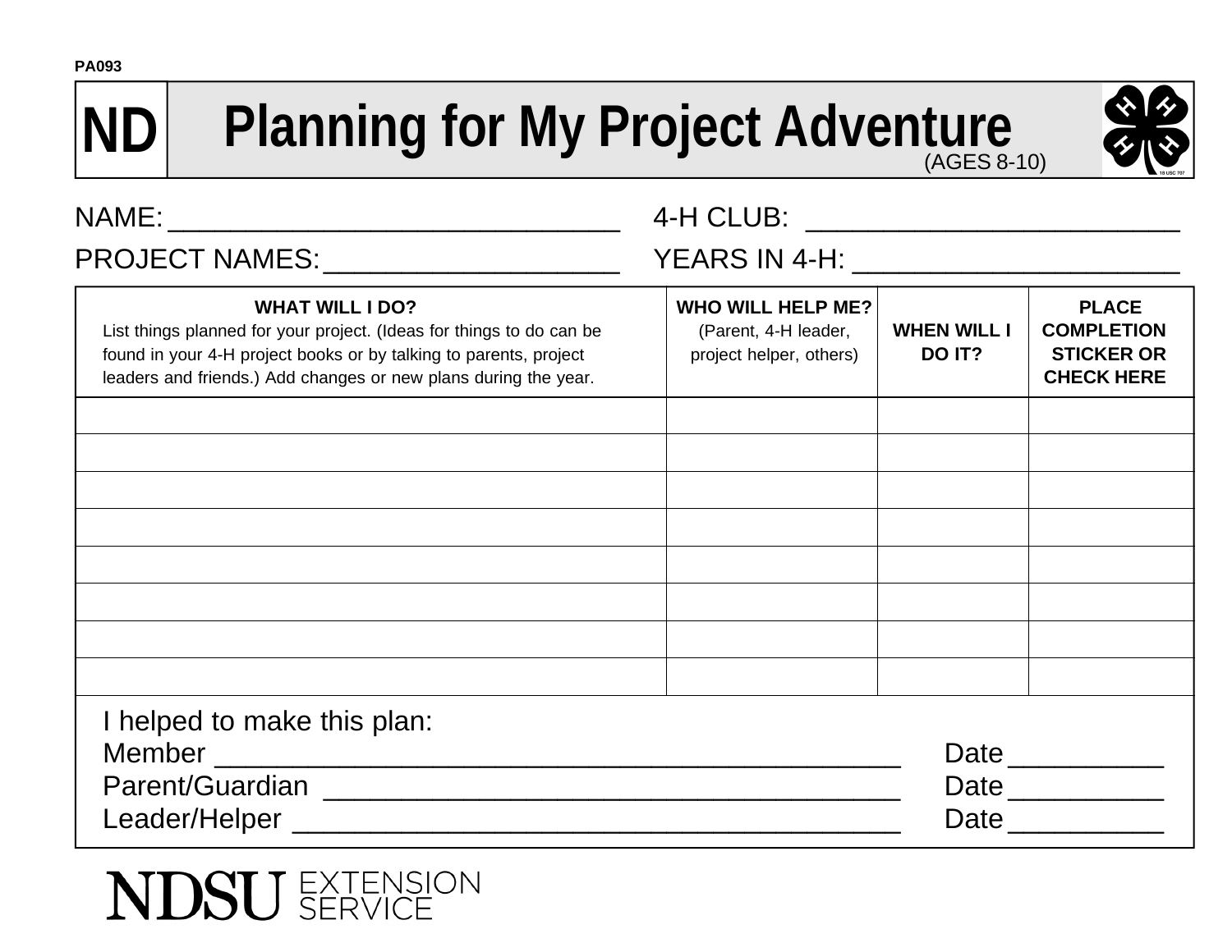PA093

# ND Planning for My Project Adventure

(AGES 8-10)

NAME: ______________________________ 4-H CLUB: ________________________

PROJECT NAMES: ___________________ YEARS IN 4-H: _____________________

| **WHAT WILL I DO?** List things planned for your project. (Ideas for things to do can be found in your 4-H project books or by talking to parents, project leaders and friends.) Add changes or new plans during the year. | **WHO WILL HELP ME?** (Parent, 4-H leader, project helper, others) | **WHEN WILL I DO IT?** | **PLACE COMPLETION STICKER OR CHECK HERE** |
|---|---|---|---|
| | | | |
| | | | |
| | | | |
| | | | |
| | | | |
| | | | |
| | | | |
| | | | |

I helped to make this plan:

Member ___________________________________________ Date __________

Parent/Guardian ____________________________________ Date __________

Leader/Helper ______________________________________ Date __________

NDSU EXTENSION SERVICE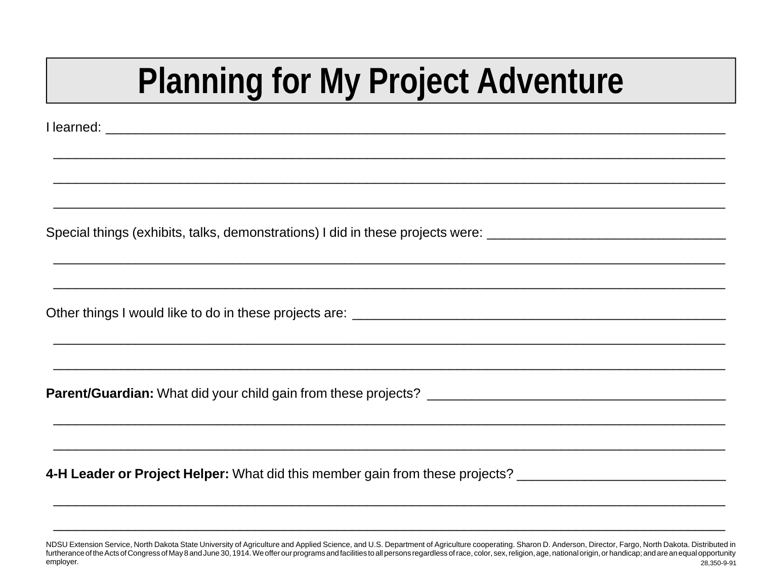# Planning for My Project Adventure

I learned: ________________________________________________________________________________

____________________________________________________________________________________________

____________________________________________________________________________________________

____________________________________________________________________________________________

Special things (exhibits, talks, demonstrations) I did in these projects were: ______________________________

____________________________________________________________________________________________

____________________________________________________________________________________________

Other things I would like to do in these projects are: _______________________________________________

____________________________________________________________________________________________

____________________________________________________________________________________________

**Parent/Guardian:** What did your child gain from these projects? ____________________________________

____________________________________________________________________________________________

____________________________________________________________________________________________

**4-H Leader or Project Helper:** What did this member gain from these projects? __________________________

____________________________________________________________________________________________

____________________________________________________________________________________________

NDSU Extension Service, North Dakota State University of Agriculture and Applied Science, and U.S. Department of Agriculture cooperating. Sharon D. Anderson, Director, Fargo, North Dakota. Distributed in furtherance of the Acts of Congress of May 8 and June 30, 1914. We offer our programs and facilities to all persons regardless of race, color, sex, religion, age, national origin, or handicap; and are an equal opportunity employer.

28,350-9-91